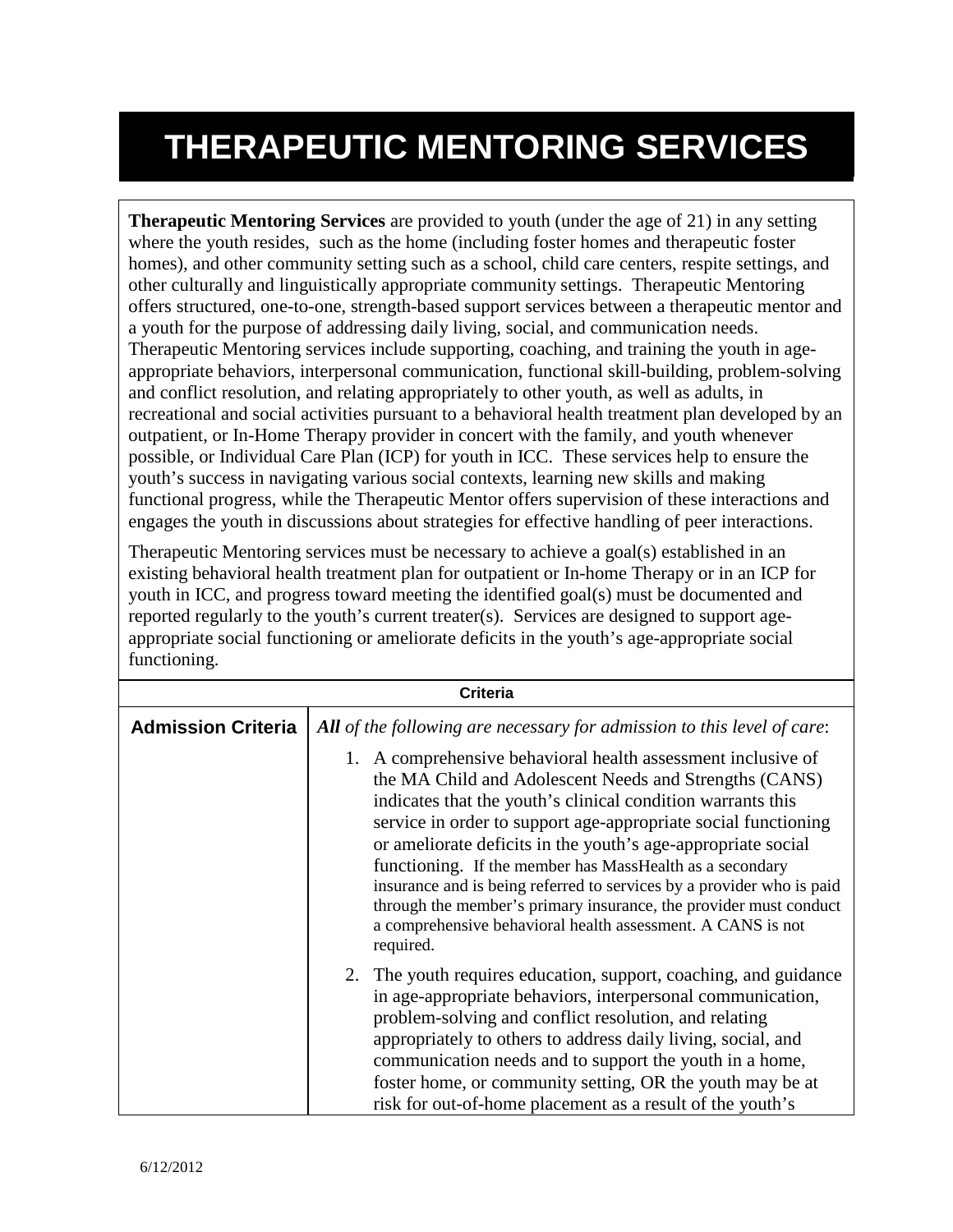# THERAPEUTIC MENTORING SERVICES

**Therapeutic Mentoring Services** are provided to youth (under the age of 21) in any setting where the youth resides, such as the home (including foster homes and therapeutic foster homes), and other community setting such as a school, child care centers, respite settings, and other culturally and linguistically appropriate community settings. Therapeutic Mentoring offers structured, one-to-one, strength-based support services between a therapeutic mentor and a youth for the purpose of addressing daily living, social, and communication needs. Therapeutic Mentoring services include supporting, coaching, and training the youth in age-appropriate behaviors, interpersonal communication, functional skill-building, problem-solving and conflict resolution, and relating appropriately to other youth, as well as adults, in recreational and social activities pursuant to a behavioral health treatment plan developed by an outpatient, or In-Home Therapy provider in concert with the family, and youth whenever possible, or Individual Care Plan (ICP) for youth in ICC. These services help to ensure the youth's success in navigating various social contexts, learning new skills and making functional progress, while the Therapeutic Mentor offers supervision of these interactions and engages the youth in discussions about strategies for effective handling of peer interactions.

Therapeutic Mentoring services must be necessary to achieve a goal(s) established in an existing behavioral health treatment plan for outpatient or In-home Therapy or in an ICP for youth in ICC, and progress toward meeting the identified goal(s) must be documented and reported regularly to the youth's current treater(s). Services are designed to support age-appropriate social functioning or ameliorate deficits in the youth's age-appropriate social functioning.

| Criteria | |
|---|---|
| **Admission Criteria** | ***All*** *of the following are necessary for admission to this level of care*:<br><br>1. A comprehensive behavioral health assessment inclusive of the MA Child and Adolescent Needs and Strengths (CANS) indicates that the youth's clinical condition warrants this service in order to support age-appropriate social functioning or ameliorate deficits in the youth's age-appropriate social functioning. If the member has MassHealth as a secondary insurance and is being referred to services by a provider who is paid through the member's primary insurance, the provider must conduct a comprehensive behavioral health assessment. A CANS is not required.<br><br>2. The youth requires education, support, coaching, and guidance in age-appropriate behaviors, interpersonal communication, problem-solving and conflict resolution, and relating appropriately to others to address daily living, social, and communication needs and to support the youth in a home, foster home, or community setting, OR the youth may be at risk for out-of-home placement as a result of the youth's |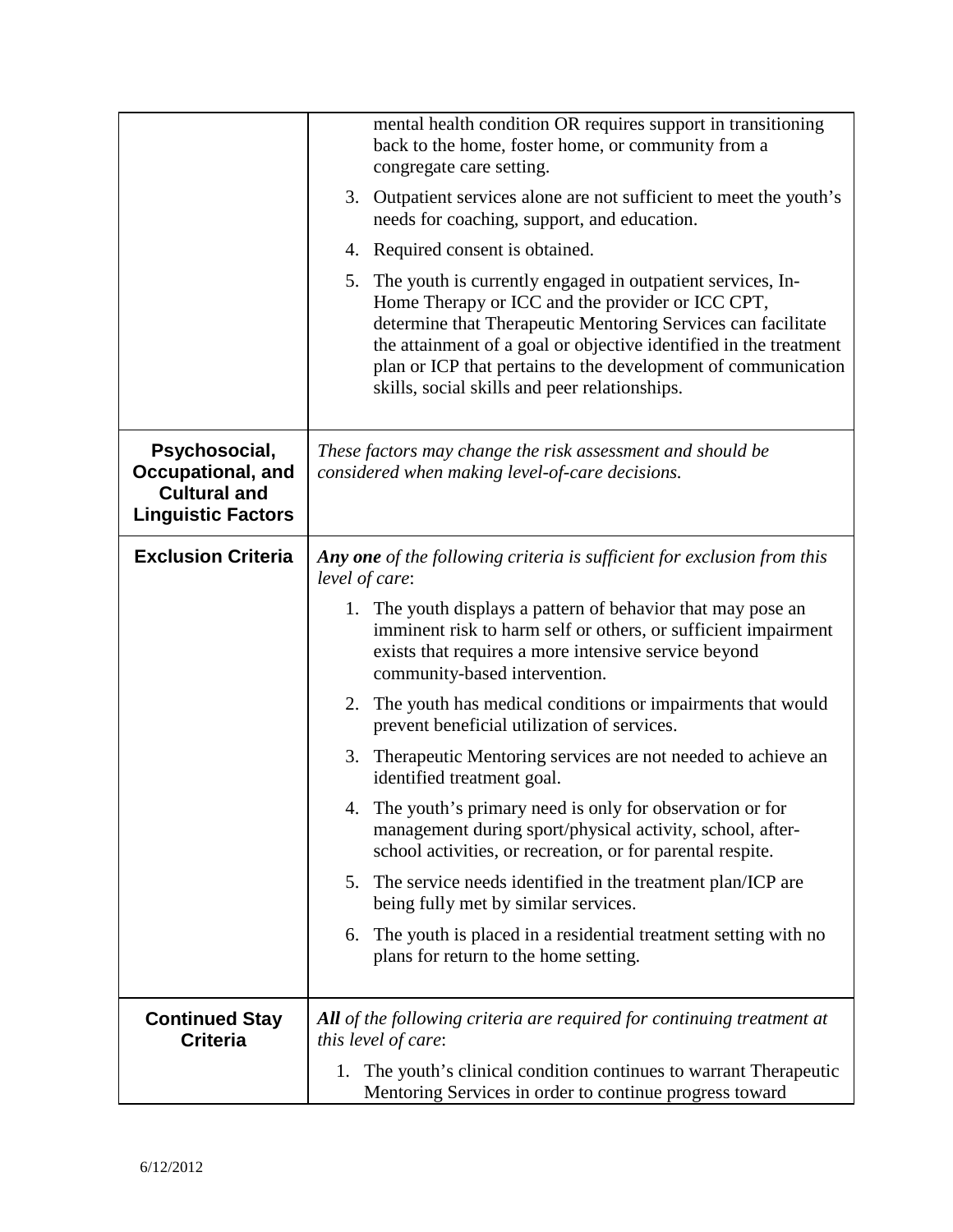| | |
|---|---|
| | mental health condition OR requires support in transitioning back to the home, foster home, or community from a congregate care setting.<br>3. Outpatient services alone are not sufficient to meet the youth's needs for coaching, support, and education.<br>4. Required consent is obtained.<br>5. The youth is currently engaged in outpatient services, In-Home Therapy or ICC and the provider or ICC CPT, determine that Therapeutic Mentoring Services can facilitate the attainment of a goal or objective identified in the treatment plan or ICP that pertains to the development of communication skills, social skills and peer relationships. |
| **Psychosocial, Occupational, and Cultural and Linguistic Factors** | *These factors may change the risk assessment and should be considered when making level-of-care decisions.* |
| **Exclusion Criteria** | ***Any one** of the following criteria is sufficient for exclusion from this level of care*:<br>1. The youth displays a pattern of behavior that may pose an imminent risk to harm self or others, or sufficient impairment exists that requires a more intensive service beyond community-based intervention.<br>2. The youth has medical conditions or impairments that would prevent beneficial utilization of services.<br>3. Therapeutic Mentoring services are not needed to achieve an identified treatment goal.<br>4. The youth's primary need is only for observation or for management during sport/physical activity, school, after-school activities, or recreation, or for parental respite.<br>5. The service needs identified in the treatment plan/ICP are being fully met by similar services.<br>6. The youth is placed in a residential treatment setting with no plans for return to the home setting. |
| **Continued Stay Criteria** | ***All** of the following criteria are required for continuing treatment at this level of care*:<br>1. The youth's clinical condition continues to warrant Therapeutic Mentoring Services in order to continue progress toward |

6/12/2012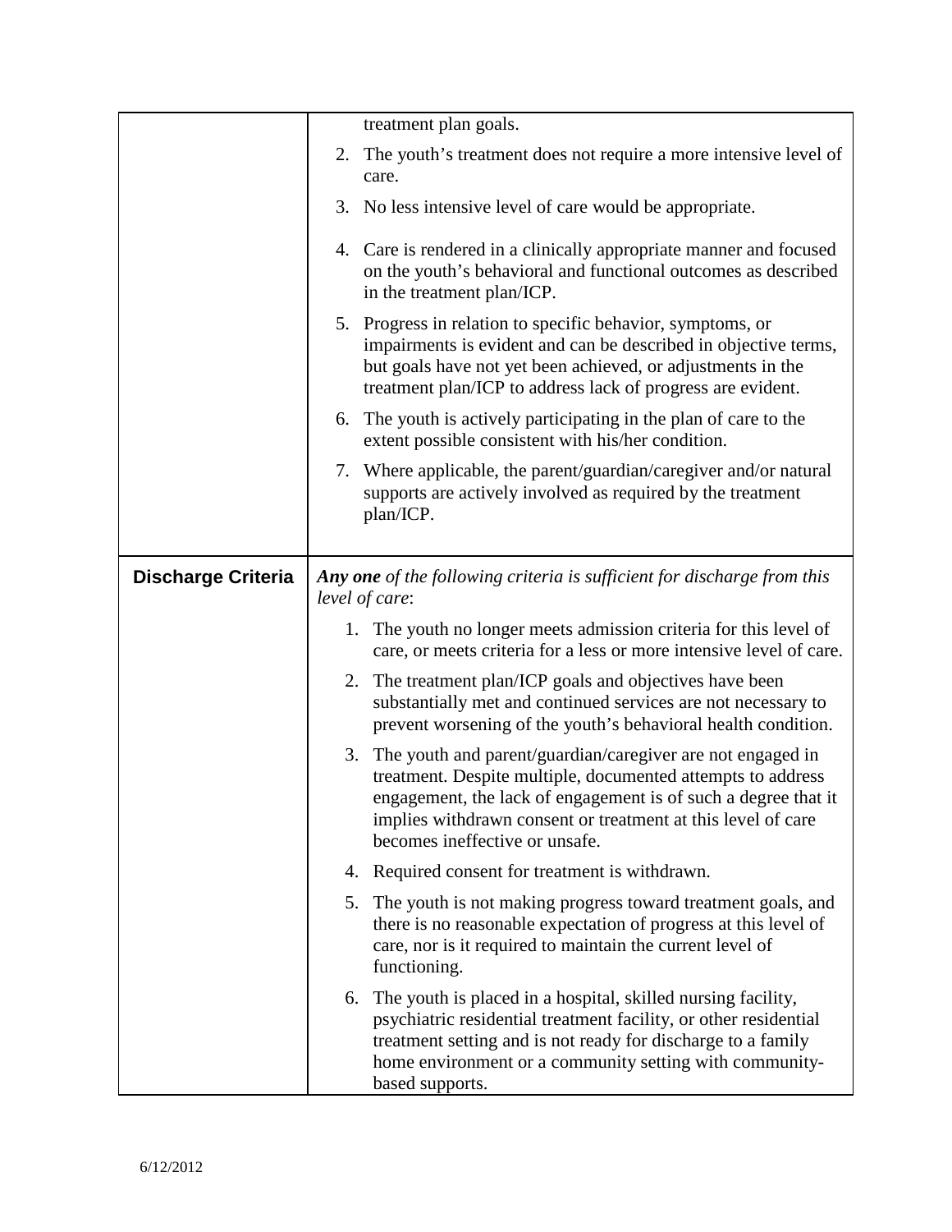| | |
|---|---|
| | treatment plan goals.<br>2. The youth's treatment does not require a more intensive level of care.<br>3. No less intensive level of care would be appropriate.<br>4. Care is rendered in a clinically appropriate manner and focused on the youth's behavioral and functional outcomes as described in the treatment plan/ICP.<br>5. Progress in relation to specific behavior, symptoms, or impairments is evident and can be described in objective terms, but goals have not yet been achieved, or adjustments in the treatment plan/ICP to address lack of progress are evident.<br>6. The youth is actively participating in the plan of care to the extent possible consistent with his/her condition.<br>7. Where applicable, the parent/guardian/caregiver and/or natural supports are actively involved as required by the treatment plan/ICP. |
| **Discharge Criteria** | ***Any one** of the following criteria is sufficient for discharge from this level of care*:<br>1. The youth no longer meets admission criteria for this level of care, or meets criteria for a less or more intensive level of care.<br>2. The treatment plan/ICP goals and objectives have been substantially met and continued services are not necessary to prevent worsening of the youth's behavioral health condition.<br>3. The youth and parent/guardian/caregiver are not engaged in treatment. Despite multiple, documented attempts to address engagement, the lack of engagement is of such a degree that it implies withdrawn consent or treatment at this level of care becomes ineffective or unsafe.<br>4. Required consent for treatment is withdrawn.<br>5. The youth is not making progress toward treatment goals, and there is no reasonable expectation of progress at this level of care, nor is it required to maintain the current level of functioning.<br>6. The youth is placed in a hospital, skilled nursing facility, psychiatric residential treatment facility, or other residential treatment setting and is not ready for discharge to a family home environment or a community setting with community-based supports. |